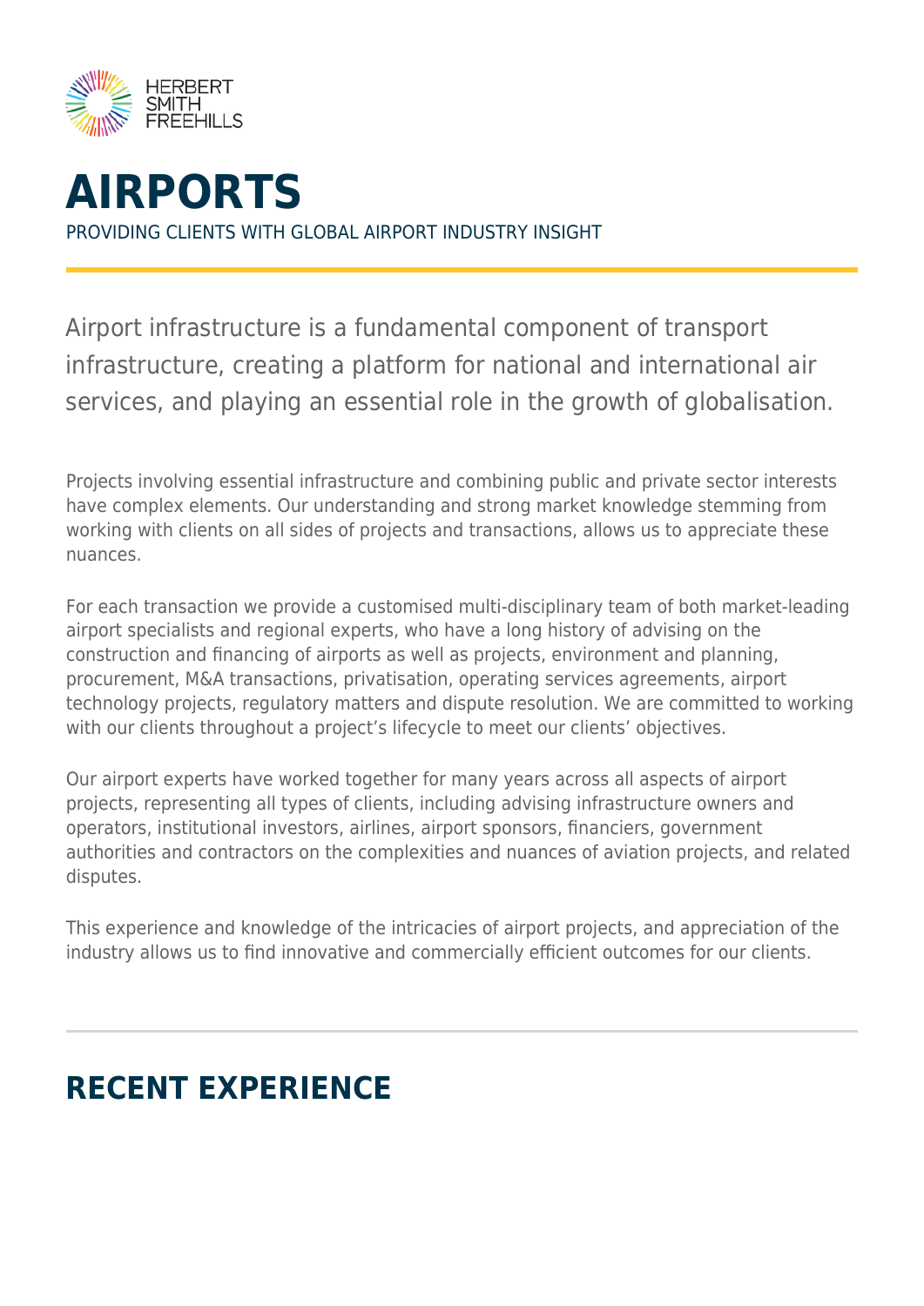HERBERT SMITH FREEHILLS

# AIRPORTS

PROVIDING CLIENTS WITH GLOBAL AIRPORT INDUSTRY INSIGHT

Airport infrastructure is a fundamental component of transport infrastructure, creating a platform for national and international air services, and playing an essential role in the growth of globalisation.

Projects involving essential infrastructure and combining public and private sector interests have complex elements. Our understanding and strong market knowledge stemming from working with clients on all sides of projects and transactions, allows us to appreciate these nuances.

For each transaction we provide a customised multi-disciplinary team of both market-leading airport specialists and regional experts, who have a long history of advising on the construction and financing of airports as well as projects, environment and planning, procurement, M&A transactions, privatisation, operating services agreements, airport technology projects, regulatory matters and dispute resolution. We are committed to working with our clients throughout a project's lifecycle to meet our clients' objectives.

Our airport experts have worked together for many years across all aspects of airport projects, representing all types of clients, including advising infrastructure owners and operators, institutional investors, airlines, airport sponsors, financiers, government authorities and contractors on the complexities and nuances of aviation projects, and related disputes.

This experience and knowledge of the intricacies of airport projects, and appreciation of the industry allows us to find innovative and commercially efficient outcomes for our clients.

## RECENT EXPERIENCE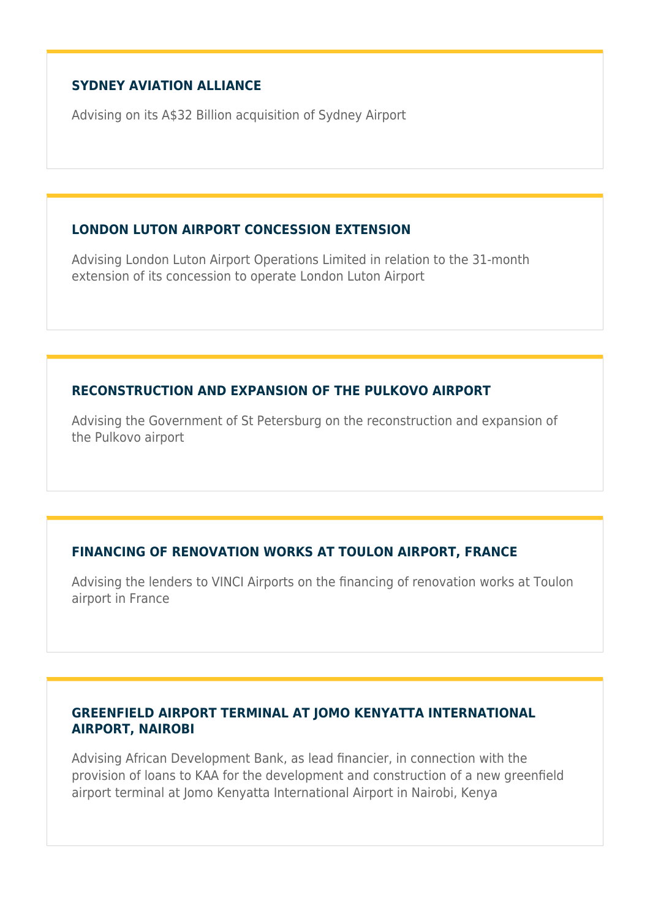### SYDNEY AVIATION ALLIANCE

Advising on its A$32 Billion acquisition of Sydney Airport

### LONDON LUTON AIRPORT CONCESSION EXTENSION

Advising London Luton Airport Operations Limited in relation to the 31-month extension of its concession to operate London Luton Airport

### RECONSTRUCTION AND EXPANSION OF THE PULKOVO AIRPORT

Advising the Government of St Petersburg on the reconstruction and expansion of the Pulkovo airport

### FINANCING OF RENOVATION WORKS AT TOULON AIRPORT, FRANCE

Advising the lenders to VINCI Airports on the financing of renovation works at Toulon airport in France

### GREENFIELD AIRPORT TERMINAL AT JOMO KENYATTA INTERNATIONAL AIRPORT, NAIROBI

Advising African Development Bank, as lead financier, in connection with the provision of loans to KAA for the development and construction of a new greenfield airport terminal at Jomo Kenyatta International Airport in Nairobi, Kenya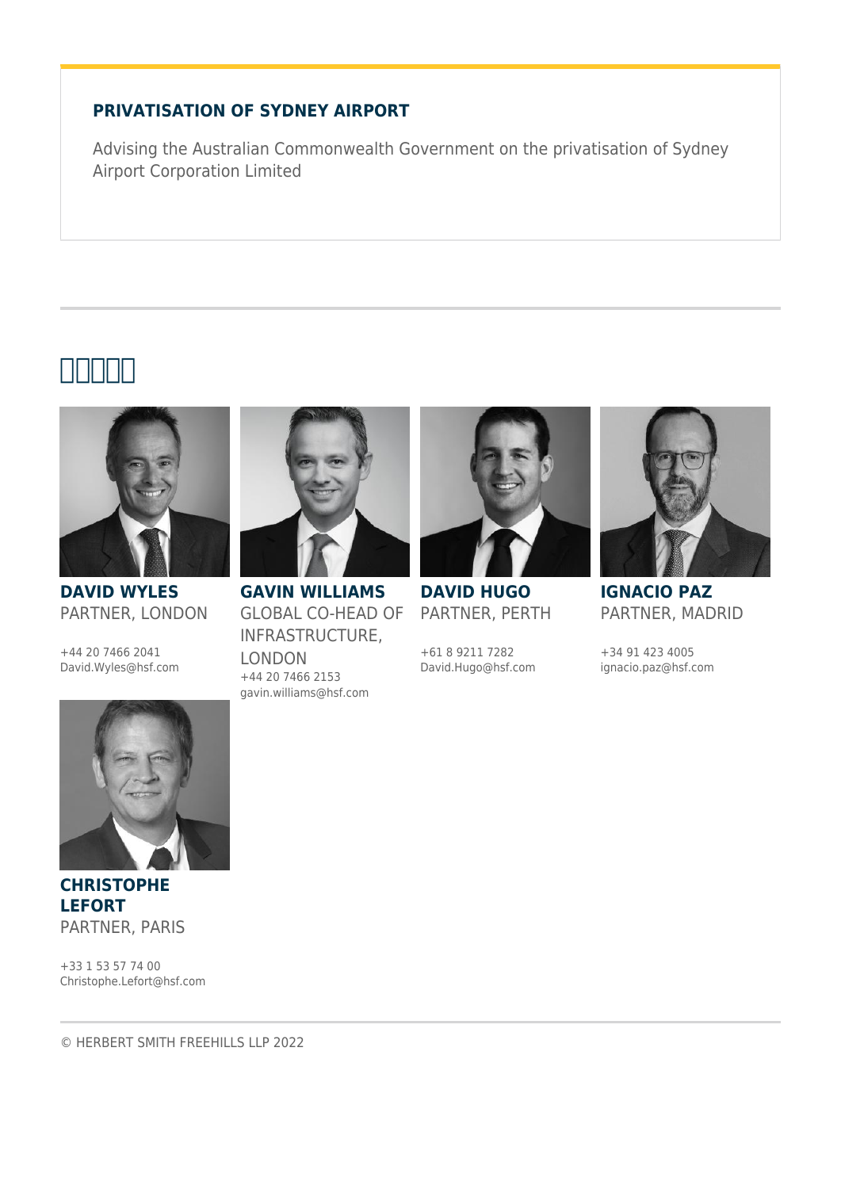### PRIVATISATION OF SYDNEY AIRPORT

Advising the Australian Commonwealth Government on the privatisation of Sydney Airport Corporation Limited

## □□□□□

**DAVID WYLES**
PARTNER, LONDON

+44 20 7466 2041
David.Wyles@hsf.com

**GAVIN WILLIAMS**
GLOBAL CO-HEAD OF INFRASTRUCTURE, LONDON

+44 20 7466 2153
gavin.williams@hsf.com

**DAVID HUGO**
PARTNER, PERTH

+61 8 9211 7282
David.Hugo@hsf.com

**IGNACIO PAZ**
PARTNER, MADRID

+34 91 423 4005
ignacio.paz@hsf.com

**CHRISTOPHE LEFORT**
PARTNER, PARIS

+33 1 53 57 74 00
Christophe.Lefort@hsf.com

© HERBERT SMITH FREEHILLS LLP 2022